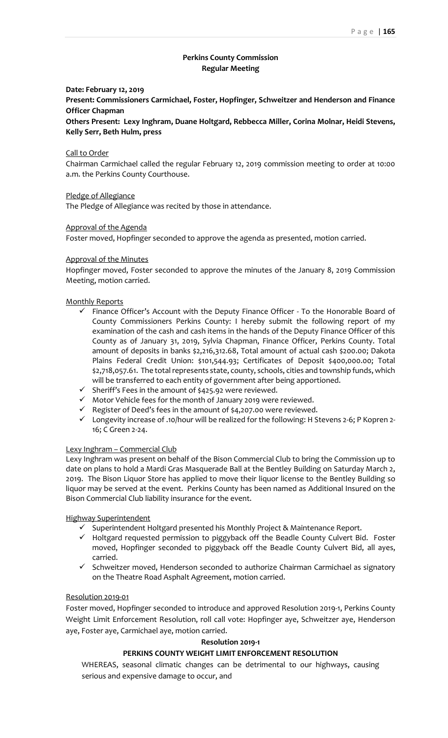## Perkins County Commission
## Regular Meeting

**Date: February 12, 2019**

**Present: Commissioners Carmichael, Foster, Hopfinger, Schweitzer and Henderson and Finance Officer Chapman**

**Others Present: Lexy Inghram, Duane Holtgard, Rebbecca Miller, Corina Molnar, Heidi Stevens, Kelly Serr, Beth Hulm, press**

Call to Order

Chairman Carmichael called the regular February 12, 2019 commission meeting to order at 10:00 a.m. the Perkins County Courthouse.

Pledge of Allegiance

The Pledge of Allegiance was recited by those in attendance.

Approval of the Agenda

Foster moved, Hopfinger seconded to approve the agenda as presented, motion carried.

Approval of the Minutes

Hopfinger moved, Foster seconded to approve the minutes of the January 8, 2019 Commission Meeting, motion carried.

Monthly Reports

- ✓ Finance Officer's Account with the Deputy Finance Officer - To the Honorable Board of County Commissioners Perkins County: I hereby submit the following report of my examination of the cash and cash items in the hands of the Deputy Finance Officer of this County as of January 31, 2019, Sylvia Chapman, Finance Officer, Perkins County. Total amount of deposits in banks $2,216,312.68, Total amount of actual cash $200.00; Dakota Plains Federal Credit Union: $101,544.93; Certificates of Deposit $400,000.00; Total $2,718,057.61. The total represents state, county, schools, cities and township funds, which will be transferred to each entity of government after being apportioned.
- ✓ Sheriff's Fees in the amount of $425.92 were reviewed.
- ✓ Motor Vehicle fees for the month of January 2019 were reviewed.
- ✓ Register of Deed's fees in the amount of $4,207.00 were reviewed.
- ✓ Longevity increase of .10/hour will be realized for the following: H Stevens 2-6; P Kopren 2-16; C Green 2-24.

Lexy Inghram – Commercial Club

Lexy Inghram was present on behalf of the Bison Commercial Club to bring the Commission up to date on plans to hold a Mardi Gras Masquerade Ball at the Bentley Building on Saturday March 2, 2019. The Bison Liquor Store has applied to move their liquor license to the Bentley Building so liquor may be served at the event. Perkins County has been named as Additional Insured on the Bison Commercial Club liability insurance for the event.

Highway Superintendent

- ✓ Superintendent Holtgard presented his Monthly Project & Maintenance Report.
- ✓ Holtgard requested permission to piggyback off the Beadle County Culvert Bid. Foster moved, Hopfinger seconded to piggyback off the Beadle County Culvert Bid, all ayes, carried.
- ✓ Schweitzer moved, Henderson seconded to authorize Chairman Carmichael as signatory on the Theatre Road Asphalt Agreement, motion carried.

Resolution 2019-01

Foster moved, Hopfinger seconded to introduce and approved Resolution 2019-1, Perkins County Weight Limit Enforcement Resolution, roll call vote: Hopfinger aye, Schweitzer aye, Henderson aye, Foster aye, Carmichael aye, motion carried.

**Resolution 2019-1**

**PERKINS COUNTY WEIGHT LIMIT ENFORCEMENT RESOLUTION**

WHEREAS, seasonal climatic changes can be detrimental to our highways, causing serious and expensive damage to occur, and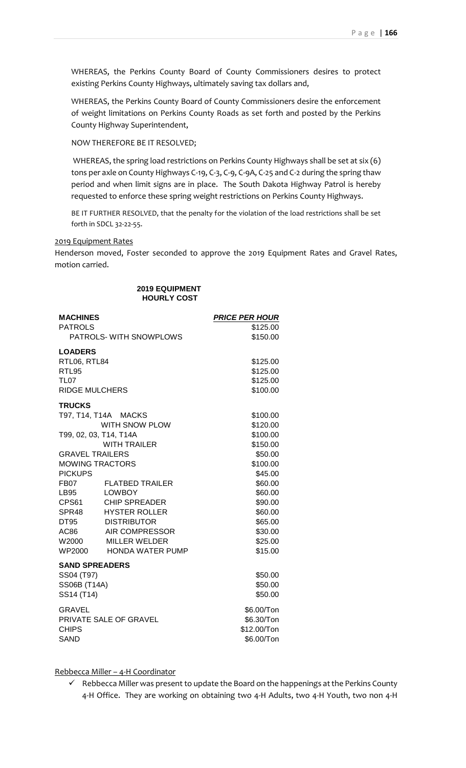WHEREAS, the Perkins County Board of County Commissioners desires to protect existing Perkins County Highways, ultimately saving tax dollars and,

WHEREAS, the Perkins County Board of County Commissioners desire the enforcement of weight limitations on Perkins County Roads as set forth and posted by the Perkins County Highway Superintendent,

NOW THEREFORE BE IT RESOLVED;

WHEREAS, the spring load restrictions on Perkins County Highways shall be set at six (6) tons per axle on County Highways C-19, C-3, C-9, C-9A, C-25 and C-2 during the spring thaw period and when limit signs are in place. The South Dakota Highway Patrol is hereby requested to enforce these spring weight restrictions on Perkins County Highways.

BE IT FURTHER RESOLVED, that the penalty for the violation of the load restrictions shall be set forth in SDCL 32-22-55.

2019 Equipment Rates

Henderson moved, Foster seconded to approve the 2019 Equipment Rates and Gravel Rates, motion carried.

**2019 EQUIPMENT HOURLY COST**

| **MACHINES** | | ***PRICE PER HOUR*** |
|---|---|---|
| PATROLS | | $125.00 |
| PATROLS- WITH SNOWPLOWS | | $150.00 |
| **LOADERS** | | |
| RTL06, RTL84 | | $125.00 |
| RTL95 | | $125.00 |
| TL07 | | $125.00 |
| RIDGE MULCHERS | | $100.00 |
| **TRUCKS** | | |
| T97, T14, T14A | MACKS | $100.00 |
| | WITH SNOW PLOW | $120.00 |
| T99, 02, 03, T14, T14A | | $100.00 |
| | WITH TRAILER | $150.00 |
| GRAVEL TRAILERS | | $50.00 |
| MOWING TRACTORS | | $100.00 |
| PICKUPS | | $45.00 |
| FB07 | FLATBED TRAILER | $60.00 |
| LB95 | LOWBOY | $60.00 |
| CPS61 | CHIP SPREADER | $90.00 |
| SPR48 | HYSTER ROLLER | $60.00 |
| DT95 | DISTRIBUTOR | $65.00 |
| AC86 | AIR COMPRESSOR | $30.00 |
| W2000 | MILLER WELDER | $25.00 |
| WP2000 | HONDA WATER PUMP | $15.00 |
| **SAND SPREADERS** | | |
| SS04 (T97) | | $50.00 |
| SS06B (T14A) | | $50.00 |
| SS14 (T14) | | $50.00 |
| GRAVEL | | $6.00/Ton |
| PRIVATE SALE OF GRAVEL | | $6.30/Ton |
| CHIPS | | $12.00/Ton |
| SAND | | $6.00/Ton |

Rebbecca Miller – 4-H Coordinator

- ✓ Rebbecca Miller was present to update the Board on the happenings at the Perkins County 4-H Office. They are working on obtaining two 4-H Adults, two 4-H Youth, two non 4-H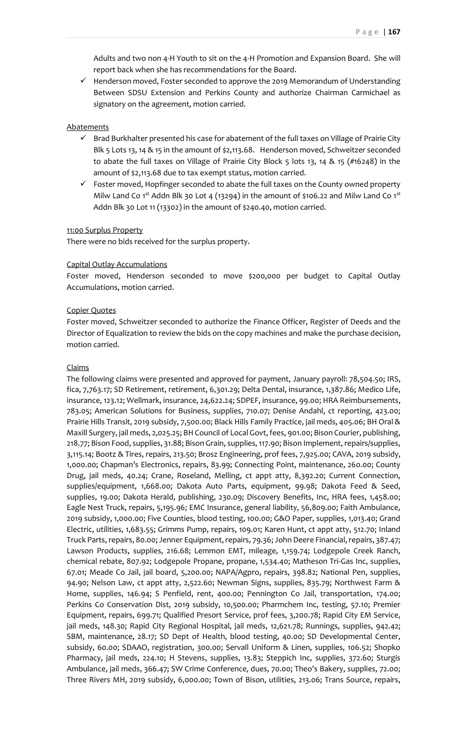Adults and two non 4-H Youth to sit on the 4-H Promotion and Expansion Board. She will report back when she has recommendations for the Board.

- ✓ Henderson moved, Foster seconded to approve the 2019 Memorandum of Understanding Between SDSU Extension and Perkins County and authorize Chairman Carmichael as signatory on the agreement, motion carried.

Abatements

- ✓ Brad Burkhalter presented his case for abatement of the full taxes on Village of Prairie City Blk 5 Lots 13, 14 & 15 in the amount of $2,113.68. Henderson moved, Schweitzer seconded to abate the full taxes on Village of Prairie City Block 5 lots 13, 14 & 15 (#16248) in the amount of $2,113.68 due to tax exempt status, motion carried.
- ✓ Foster moved, Hopfinger seconded to abate the full taxes on the County owned property Milw Land Co 1st Addn Blk 30 Lot 4 (13294) in the amount of $106.22 and Milw Land Co 1st Addn Blk 30 Lot 11 (13302) in the amount of $240.40, motion carried.

11:00 Surplus Property

There were no bids received for the surplus property.

Capital Outlay Accumulations

Foster moved, Henderson seconded to move $200,000 per budget to Capital Outlay Accumulations, motion carried.

Copier Quotes

Foster moved, Schweitzer seconded to authorize the Finance Officer, Register of Deeds and the Director of Equalization to review the bids on the copy machines and make the purchase decision, motion carried.

Claims

The following claims were presented and approved for payment, January payroll: 78,504.50; IRS, fica, 7,763.17; SD Retirement, retirement, 6,301.29; Delta Dental, insurance, 1,387.86; Medico Life, insurance, 123.12; Wellmark, insurance, 24,622.24; SDPEF, insurance, 99.00; HRA Reimbursements, 783.05; American Solutions for Business, supplies, 710.07; Denise Andahl, ct reporting, 423.00; Prairie Hills Transit, 2019 subsidy, 7,500.00; Black Hills Family Practice, jail meds, 405.06; BH Oral & Maxill Surgery, jail meds, 2,025.25; BH Council of Local Govt, fees, 901.00; Bison Courier, publishing, 218.77; Bison Food, supplies, 31.88; Bison Grain, supplies, 117.90; Bison Implement, repairs/supplies, 3,115.14; Bootz & Tires, repairs, 213.50; Brosz Engineering, prof fees, 7,925.00; CAVA, 2019 subsidy, 1,000.00; Chapman's Electronics, repairs, 83.99; Connecting Point, maintenance, 260.00; County Drug, jail meds, 40.24; Crane, Roseland, Melling, ct appt atty, 8,392.20; Current Connection, supplies/equipment, 1,668.00; Dakota Auto Parts, equipment, 99.98; Dakota Feed & Seed, supplies, 19.00; Dakota Herald, publishing, 230.09; Discovery Benefits, Inc, HRA fees, 1,458.00; Eagle Nest Truck, repairs, 5,195.96; EMC Insurance, general liability, 56,809.00; Faith Ambulance, 2019 subsidy, 1,000.00; Five Counties, blood testing, 100.00; G&O Paper, supplies, 1,013.40; Grand Electric, utilities, 1,683.55; Grimms Pump, repairs, 109.01; Karen Hunt, ct appt atty, 512.70; Inland Truck Parts, repairs, 80.00; Jenner Equipment, repairs, 79.36; John Deere Financial, repairs, 387.47; Lawson Products, supplies, 216.68; Lemmon EMT, mileage, 1,159.74; Lodgepole Creek Ranch, chemical rebate, 807.92; Lodgepole Propane, propane, 1,534.40; Matheson Tri-Gas Inc, supplies, 67.01; Meade Co Jail, jail board, 5,200.00; NAPA/Agpro, repairs, 398.82; National Pen, supplies, 94.90; Nelson Law, ct appt atty, 2,522.60; Newman Signs, supplies, 835.79; Northwest Farm & Home, supplies, 146.94; S Penfield, rent, 400.00; Pennington Co Jail, transportation, 174.00; Perkins Co Conservation Dist, 2019 subsidy, 10,500.00; Pharmchem Inc, testing, 57.10; Premier Equipment, repairs, 699.71; Qualified Presort Service, prof fees, 3,200.78; Rapid City EM Service, jail meds, 148.30; Rapid City Regional Hospital, jail meds, 12,621.78; Runnings, supplies, 942.42; SBM, maintenance, 28.17; SD Dept of Health, blood testing, 40.00; SD Developmental Center, subsidy, 60.00; SDAAO, registration, 300.00; Servall Uniform & Linen, supplies, 106.52; Shopko Pharmacy, jail meds, 224.10; H Stevens, supplies, 13.83; Steppich Inc, supplies, 372.60; Sturgis Ambulance, jail meds, 366.47; SW Crime Conference, dues, 70.00; Theo's Bakery, supplies, 72.00; Three Rivers MH, 2019 subsidy, 6,000.00; Town of Bison, utilities, 213.06; Trans Source, repairs,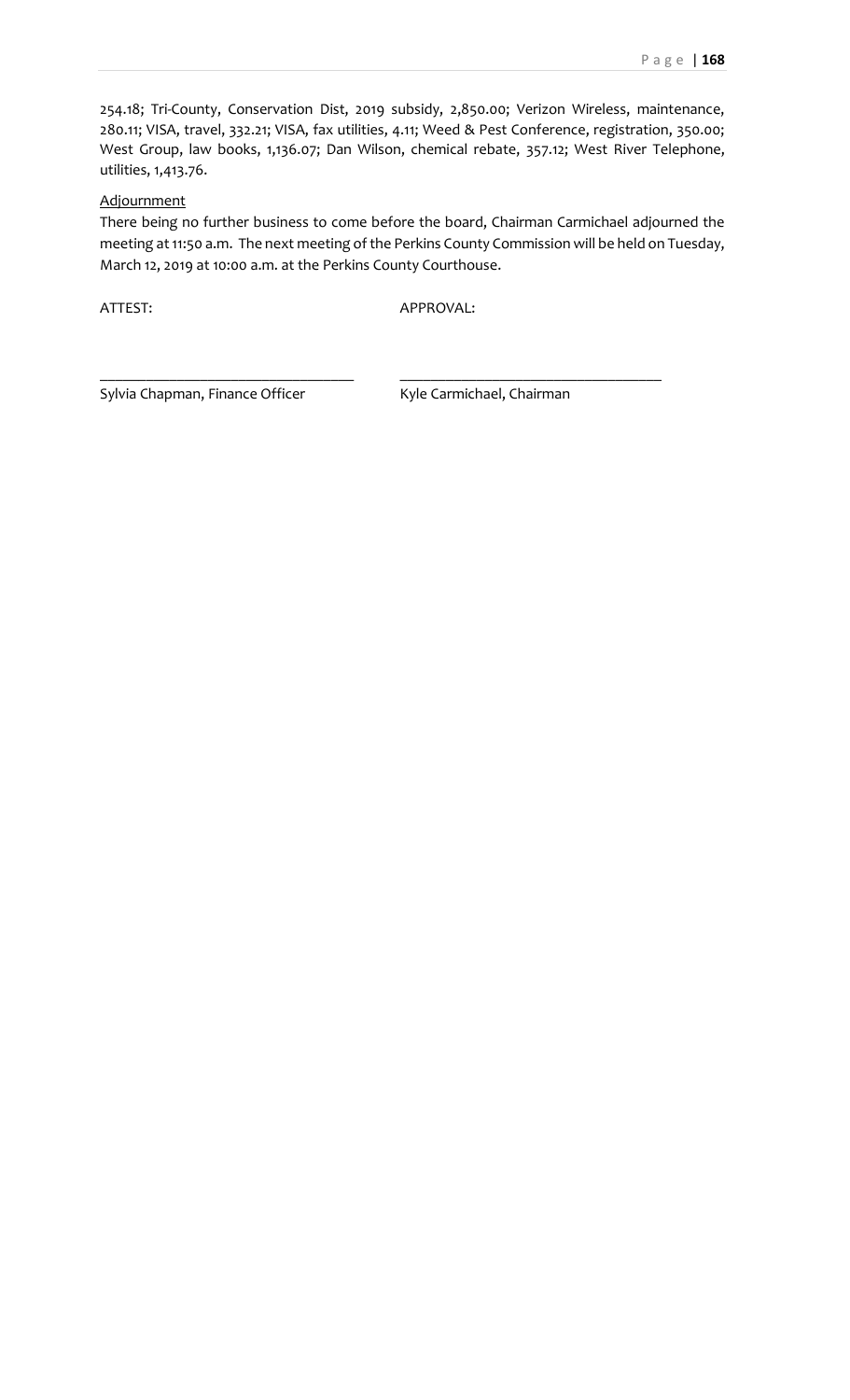254.18; Tri-County, Conservation Dist, 2019 subsidy, 2,850.00; Verizon Wireless, maintenance, 280.11; VISA, travel, 332.21; VISA, fax utilities, 4.11; Weed & Pest Conference, registration, 350.00; West Group, law books, 1,136.07; Dan Wilson, chemical rebate, 357.12; West River Telephone, utilities, 1,413.76.

Adjournment

There being no further business to come before the board, Chairman Carmichael adjourned the meeting at 11:50 a.m. The next meeting of the Perkins County Commission will be held on Tuesday, March 12, 2019 at 10:00 a.m. at the Perkins County Courthouse.

ATTEST: APPROVAL:

___________________________________ ___________________________________

Sylvia Chapman, Finance Officer Kyle Carmichael, Chairman